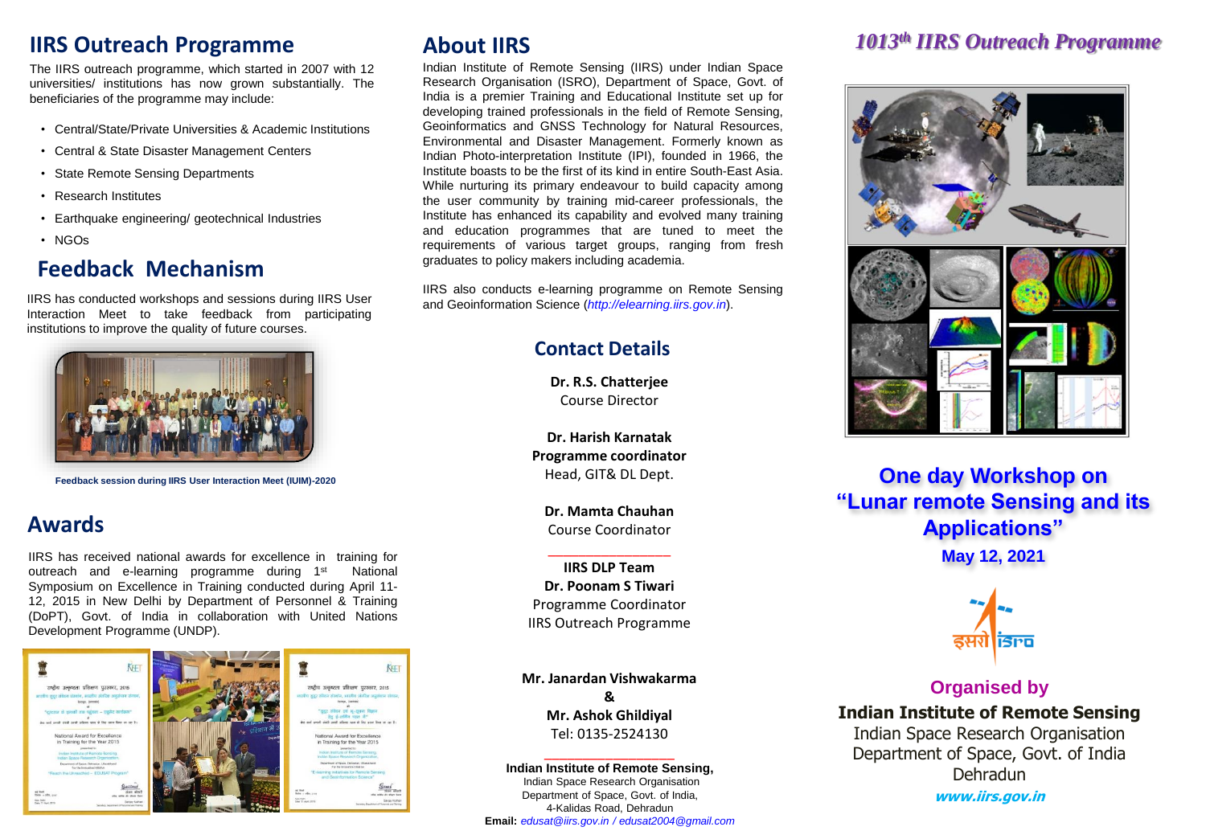# IIRS Outreach Programme

The IIRS outreach programme, which started in 2007 with 12 universities/ institutions has now grown substantially. The beneficiaries of the programme may include:

- Central/State/Private Universities & Academic Institutions
- Central & State Disaster Management Centers
- State Remote Sensing Departments
- Research Institutes
- Earthquake engineering/ geotechnical Industries
- NGOs

## Feedback Mechanism

IIRS has conducted workshops and sessions during IIRS User Interaction Meet to take feedback from participating institutions to improve the quality of future courses.

**Feedback session during IIRS User Interaction Meet (IUIM)-2020**

## Awards

IIRS has received national awards for excellence in training for outreach and e-learning programme during 1st National Symposium on Excellence in Training conducted during April 11-12, 2015 in New Delhi by Department of Personnel & Training (DoPT), Govt. of India in collaboration with United Nations Development Programme (UNDP).

## About IIRS

Indian Institute of Remote Sensing (IIRS) under Indian Space Research Organisation (ISRO), Department of Space, Govt. of India is a premier Training and Educational Institute set up for developing trained professionals in the field of Remote Sensing, Geoinformatics and GNSS Technology for Natural Resources, Environmental and Disaster Management. Formerly known as Indian Photo-interpretation Institute (IPI), founded in 1966, the Institute boasts to be the first of its kind in entire South-East Asia. While nurturing its primary endeavour to build capacity among the user community by training mid-career professionals, the Institute has enhanced its capability and evolved many training and education programmes that are tuned to meet the requirements of various target groups, ranging from fresh graduates to policy makers including academia.

IIRS also conducts e-learning programme on Remote Sensing and Geoinformation Science (*http://elearning.iirs.gov.in*).

## Contact Details

**Dr. R.S. Chatterjee**
Course Director

**Dr. Harish Karnatak**
**Programme coordinator**
Head, GIT& DL Dept.

**Dr. Mamta Chauhan**
Course Coordinator

**IIRS DLP Team**
**Dr. Poonam S Tiwari**
Programme Coordinator
IIRS Outreach Programme

**Mr. Janardan Vishwakarma**
**&**
**Mr. Ashok Ghildiyal**
Tel: 0135-2524130

**Indian Institute of Remote Sensing,**
Indian Space Research Organisation
Department of Space, Govt. of India,
4-Kalidas Road, Dehradun
**Email:** *edusat@iirs.gov.in / edusat2004@gmail.com*

# *1013th IIRS Outreach Programme*

## One day Workshop on "Lunar remote Sensing and its Applications"

**May 12, 2021**

**Organised by**

**Indian Institute of Remote Sensing**
Indian Space Research Organisation
Department of Space, Govt. of India
Dehradun
***www.iirs.gov.in***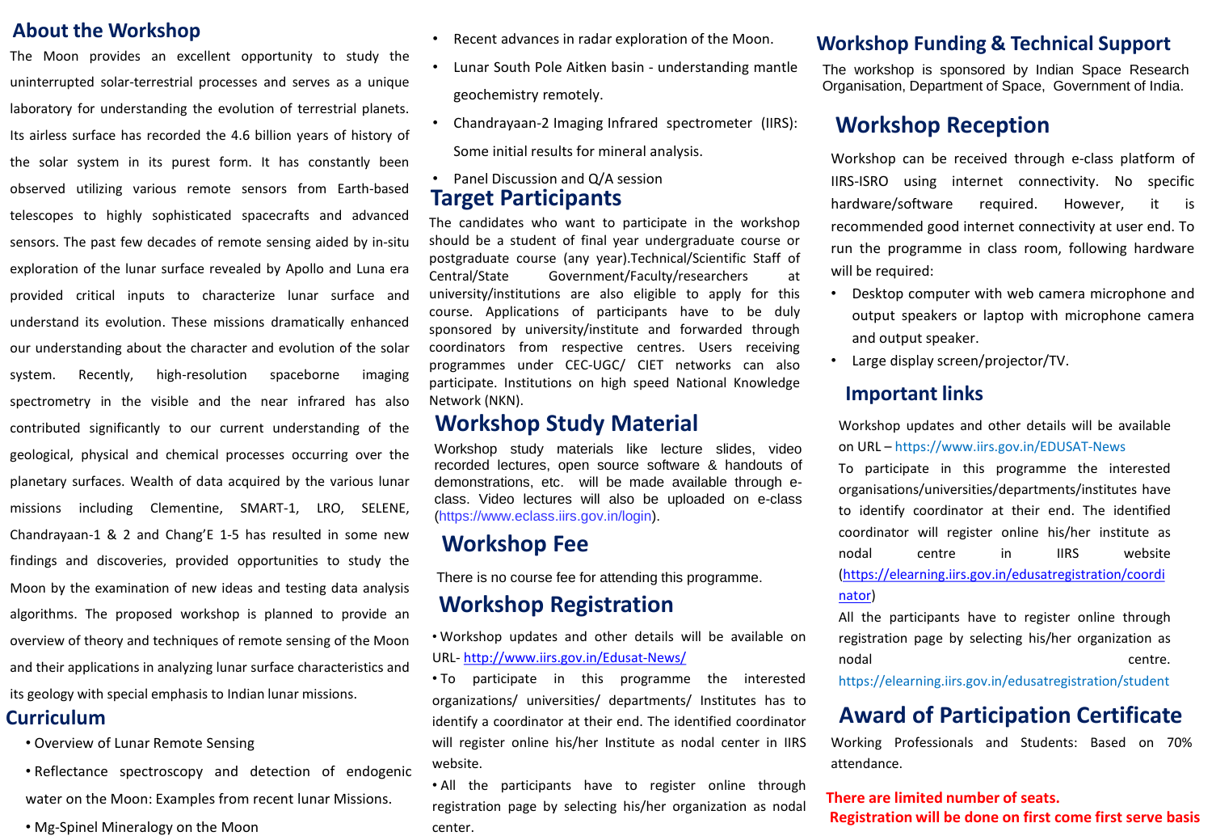## About the Workshop

The Moon provides an excellent opportunity to study the uninterrupted solar-terrestrial processes and serves as a unique laboratory for understanding the evolution of terrestrial planets. Its airless surface has recorded the 4.6 billion years of history of the solar system in its purest form. It has constantly been observed utilizing various remote sensors from Earth-based telescopes to highly sophisticated spacecrafts and advanced sensors. The past few decades of remote sensing aided by in-situ exploration of the lunar surface revealed by Apollo and Luna era provided critical inputs to characterize lunar surface and understand its evolution. These missions dramatically enhanced our understanding about the character and evolution of the solar system. Recently, high-resolution spaceborne imaging spectrometry in the visible and the near infrared has also contributed significantly to our current understanding of the geological, physical and chemical processes occurring over the planetary surfaces. Wealth of data acquired by the various lunar missions including Clementine, SMART-1, LRO, SELENE, Chandrayaan-1 & 2 and Chang'E 1-5 has resulted in some new findings and discoveries, provided opportunities to study the Moon by the examination of new ideas and testing data analysis algorithms. The proposed workshop is planned to provide an overview of theory and techniques of remote sensing of the Moon and their applications in analyzing lunar surface characteristics and its geology with special emphasis to Indian lunar missions.

## Curriculum

- Overview of Lunar Remote Sensing
- Reflectance spectroscopy and detection of endogenic water on the Moon: Examples from recent lunar Missions.
- Mg-Spinel Mineralogy on the Moon
- Recent advances in radar exploration of the Moon.
- Lunar South Pole Aitken basin - understanding mantle geochemistry remotely.
- Chandrayaan-2 Imaging Infrared spectrometer (IIRS): Some initial results for mineral analysis.
- Panel Discussion and Q/A session

## Target Participants

The candidates who want to participate in the workshop should be a student of final year undergraduate course or postgraduate course (any year).Technical/Scientific Staff of Central/State Government/Faculty/researchers at university/institutions are also eligible to apply for this course. Applications of participants have to be duly sponsored by university/institute and forwarded through coordinators from respective centres. Users receiving programmes under CEC-UGC/ CIET networks can also participate. Institutions on high speed National Knowledge Network (NKN).

## Workshop Study Material

Workshop study materials like lecture slides, video recorded lectures, open source software & handouts of demonstrations, etc. will be made available through e-class. Video lectures will also be uploaded on e-class (https://www.eclass.iirs.gov.in/login).

## Workshop Fee

There is no course fee for attending this programme.

## Workshop Registration

- Workshop updates and other details will be available on URL- http://www.iirs.gov.in/Edusat-News/
- To participate in this programme the interested organizations/ universities/ departments/ Institutes has to identify a coordinator at their end. The identified coordinator will register online his/her Institute as nodal center in IIRS website.
- All the participants have to register online through registration page by selecting his/her organization as nodal center.

## Workshop Funding & Technical Support

The workshop is sponsored by Indian Space Research Organisation, Department of Space, Government of India.

## Workshop Reception

Workshop can be received through e-class platform of IIRS-ISRO using internet connectivity. No specific hardware/software required. However, it is recommended good internet connectivity at user end. To run the programme in class room, following hardware will be required:

- Desktop computer with web camera microphone and output speakers or laptop with microphone camera and output speaker.
- Large display screen/projector/TV.

## Important links

Workshop updates and other details will be available on URL – https://www.iirs.gov.in/EDUSAT-News

To participate in this programme the interested organisations/universities/departments/institutes have to identify coordinator at their end. The identified coordinator will register online his/her institute as nodal centre in IIRS website (https://elearning.iirs.gov.in/edusatregistration/coordinator)

All the participants have to register online through registration page by selecting his/her organization as nodal centre. https://elearning.iirs.gov.in/edusatregistration/student

## Award of Participation Certificate

Working Professionals and Students: Based on 70% attendance.

**There are limited number of seats.**
**Registration will be done on first come first serve basis**